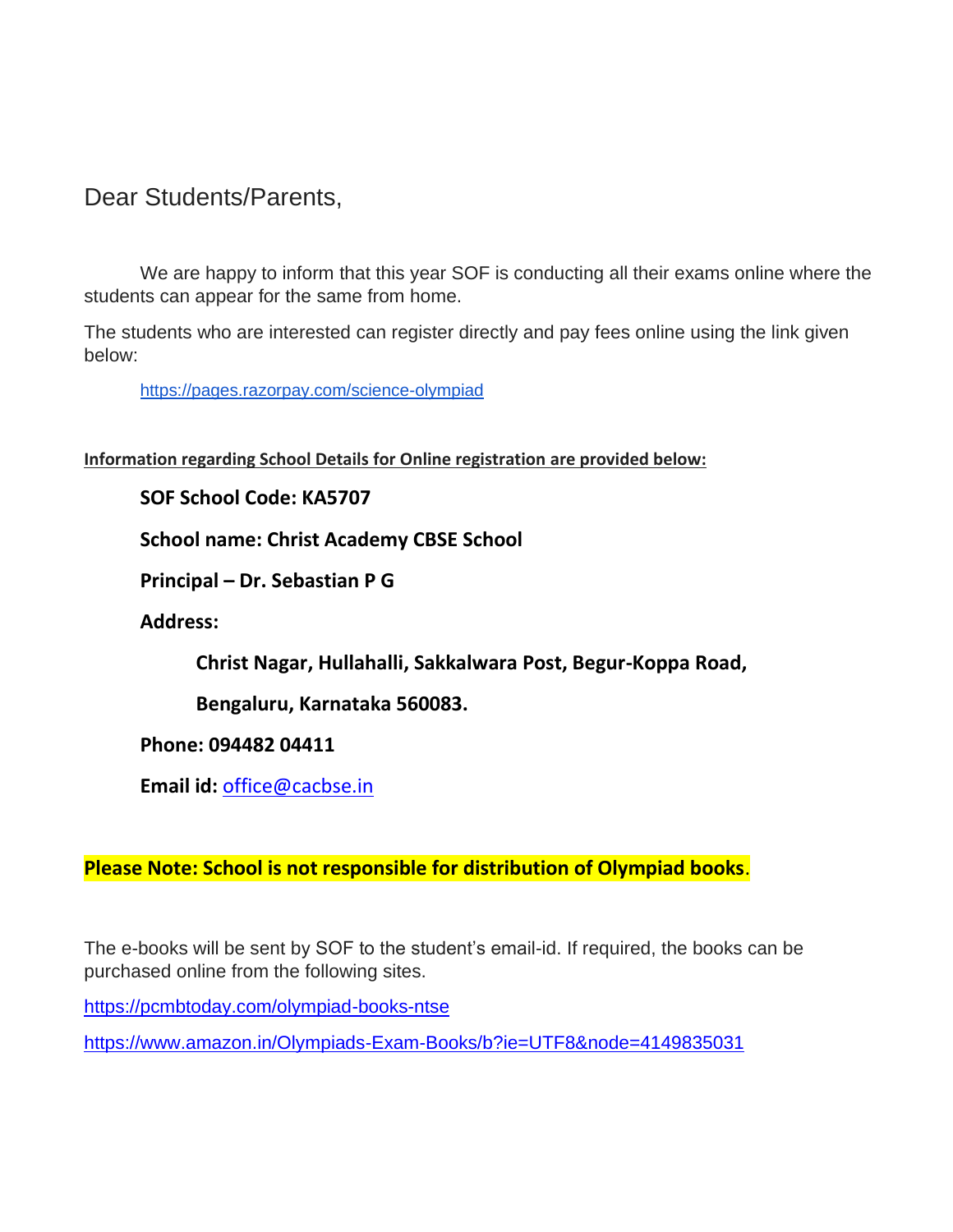Dear Students/Parents,

We are happy to inform that this year SOF is conducting all their exams online where the students can appear for the same from home.

The students who are interested can register directly and pay fees online using the link given below:

https://pages.razorpay.com/science-olympiad

**Information regarding School Details for Online registration are provided below:**

**SOF School Code: KA5707**

**School name: Christ Academy CBSE School**

**Principal – Dr. Sebastian P G**

**Address:**

**Christ Nagar, Hullahalli, Sakkalwara Post, Begur-Koppa Road,**

**Bengaluru, Karnataka 560083.**

**Phone: 094482 04411**

**Email id:** office@cacbse.in

**Please Note: School is not responsible for distribution of Olympiad books**.

The e-books will be sent by SOF to the student's email-id. If required, the books can be purchased online from the following sites.

https://pcmbtoday.com/olympiad-books-ntse

https://www.amazon.in/Olympiads-Exam-Books/b?ie=UTF8&node=4149835031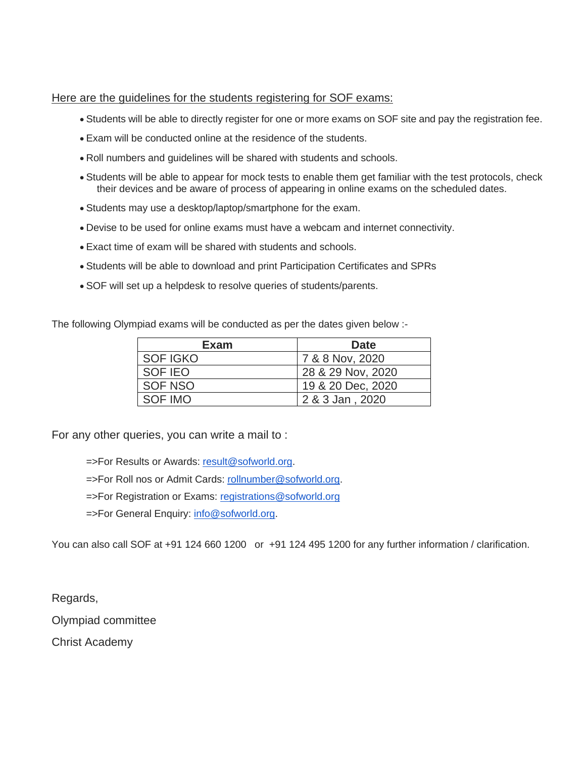Here are the guidelines for the students registering for SOF exams:

- Students will be able to directly register for one or more exams on SOF site and pay the registration fee.
- Exam will be conducted online at the residence of the students.
- Roll numbers and guidelines will be shared with students and schools.
- Students will be able to appear for mock tests to enable them get familiar with the test protocols, check their devices and be aware of process of appearing in online exams on the scheduled dates.
- Students may use a desktop/laptop/smartphone for the exam.
- Devise to be used for online exams must have a webcam and internet connectivity.
- Exact time of exam will be shared with students and schools.
- Students will be able to download and print Participation Certificates and SPRs
- SOF will set up a helpdesk to resolve queries of students/parents.

The following Olympiad exams will be conducted as per the dates given below :-

| Exam | Date |
|---|---|
| SOF IGKO | 7 & 8 Nov, 2020 |
| SOF IEO | 28 & 29 Nov, 2020 |
| SOF NSO | 19 & 20 Dec, 2020 |
| SOF IMO | 2 & 3 Jan , 2020 |

For any other queries, you can write a mail to :

=>For Results or Awards: result@sofworld.org.

=>For Roll nos or Admit Cards: rollnumber@sofworld.org.

=>For Registration or Exams: registrations@sofworld.org

=>For General Enquiry: info@sofworld.org.

You can also call SOF at +91 124 660 1200 or +91 124 495 1200 for any further information / clarification.

Regards,

Olympiad committee

Christ Academy